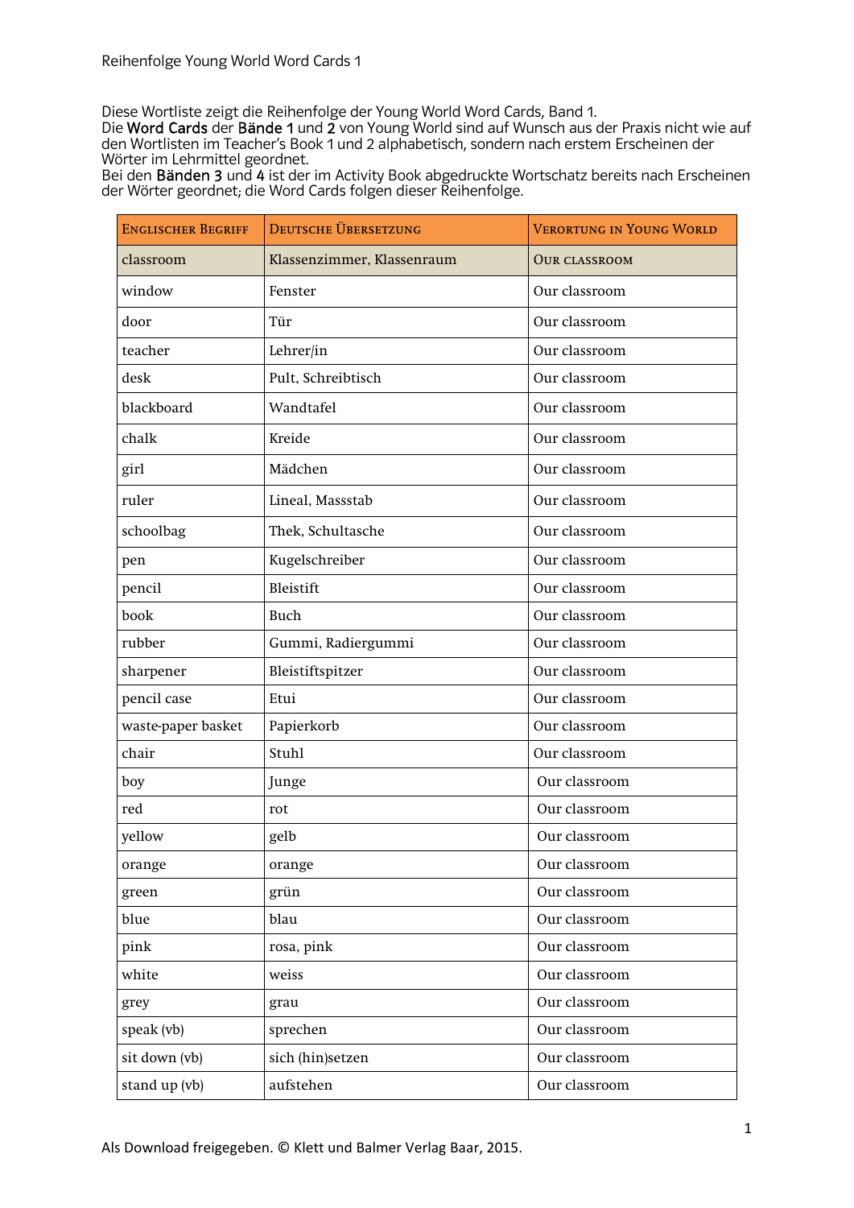Diese Wortliste zeigt die Reihenfolge der Young World Word Cards, Band 1.
Die Word Cards der Bände 1 und 2 von Young World sind auf Wunsch aus der Praxis nicht wie auf den Wortlisten im Teacher's Book 1 und 2 alphabetisch, sondern nach erstem Erscheinen der Wörter im Lehrmittel geordnet.
Bei den Bänden 3 und 4 ist der im Activity Book abgedruckte Wortschatz bereits nach Erscheinen der Wörter geordnet; die Word Cards folgen dieser Reihenfolge.

| Englischer Begriff | Deutsche Übersetzung | Verortung in Young World |
|---|---|---|
| classroom | Klassenzimmer, Klassenraum | Our classroom |
| window | Fenster | Our classroom |
| door | Tür | Our classroom |
| teacher | Lehrer/in | Our classroom |
| desk | Pult, Schreibtisch | Our classroom |
| blackboard | Wandtafel | Our classroom |
| chalk | Kreide | Our classroom |
| girl | Mädchen | Our classroom |
| ruler | Lineal, Massstab | Our classroom |
| schoolbag | Thek, Schultasche | Our classroom |
| pen | Kugelschreiber | Our classroom |
| pencil | Bleistift | Our classroom |
| book | Buch | Our classroom |
| rubber | Gummi, Radiergummi | Our classroom |
| sharpener | Bleistiftspitzer | Our classroom |
| pencil case | Etui | Our classroom |
| waste-paper basket | Papierkorb | Our classroom |
| chair | Stuhl | Our classroom |
| boy | Junge | Our classroom |
| red | rot | Our classroom |
| yellow | gelb | Our classroom |
| orange | orange | Our classroom |
| green | grün | Our classroom |
| blue | blau | Our classroom |
| pink | rosa, pink | Our classroom |
| white | weiss | Our classroom |
| grey | grau | Our classroom |
| speak (vb) | sprechen | Our classroom |
| sit down (vb) | sich (hin)setzen | Our classroom |
| stand up (vb) | aufstehen | Our classroom |

Als Download freigegeben. © Klett und Balmer Verlag Baar, 2015.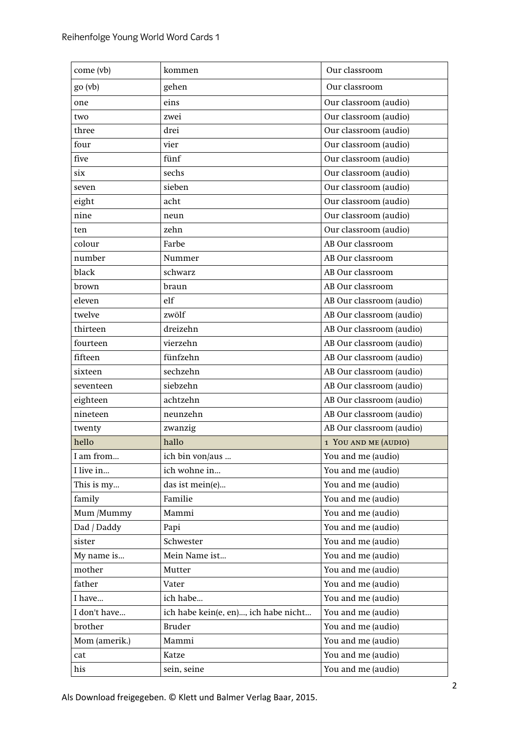| | | |
|---|---|---|
| come (vb) | kommen | Our classroom |
| go (vb) | gehen | Our classroom |
| one | eins | Our classroom (audio) |
| two | zwei | Our classroom (audio) |
| three | drei | Our classroom (audio) |
| four | vier | Our classroom (audio) |
| five | fünf | Our classroom (audio) |
| six | sechs | Our classroom (audio) |
| seven | sieben | Our classroom (audio) |
| eight | acht | Our classroom (audio) |
| nine | neun | Our classroom (audio) |
| ten | zehn | Our classroom (audio) |
| colour | Farbe | AB Our classroom |
| number | Nummer | AB Our classroom |
| black | schwarz | AB Our classroom |
| brown | braun | AB Our classroom |
| eleven | elf | AB Our classroom (audio) |
| twelve | zwölf | AB Our classroom (audio) |
| thirteen | dreizehn | AB Our classroom (audio) |
| fourteen | vierzehn | AB Our classroom (audio) |
| fifteen | fünfzehn | AB Our classroom (audio) |
| sixteen | sechzehn | AB Our classroom (audio) |
| seventeen | siebzehn | AB Our classroom (audio) |
| eighteen | achtzehn | AB Our classroom (audio) |
| nineteen | neunzehn | AB Our classroom (audio) |
| twenty | zwanzig | AB Our classroom (audio) |
| hello | hallo | 1 YOU AND ME (AUDIO) |
| I am from... | ich bin von/aus ... | You and me (audio) |
| I live in... | ich wohne in... | You and me (audio) |
| This is my... | das ist mein(e)... | You and me (audio) |
| family | Familie | You and me (audio) |
| Mum /Mummy | Mammi | You and me (audio) |
| Dad / Daddy | Papi | You and me (audio) |
| sister | Schwester | You and me (audio) |
| My name is... | Mein Name ist... | You and me (audio) |
| mother | Mutter | You and me (audio) |
| father | Vater | You and me (audio) |
| I have... | ich habe... | You and me (audio) |
| I don't have... | ich habe kein(e, en)..., ich habe nicht... | You and me (audio) |
| brother | Bruder | You and me (audio) |
| Mom (amerik.) | Mammi | You and me (audio) |
| cat | Katze | You and me (audio) |
| his | sein, seine | You and me (audio) |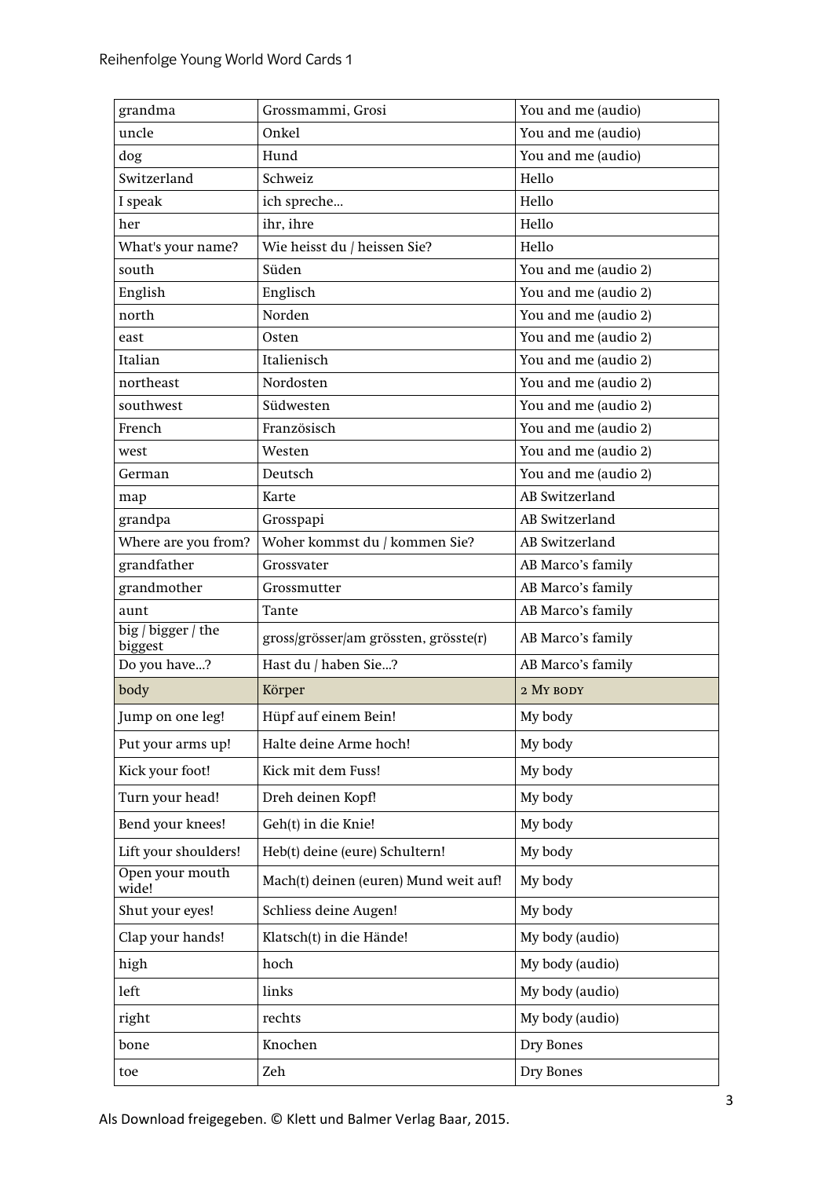| grandma | Grossmammi, Grosi | You and me (audio) |
|---|---|---|
| uncle | Onkel | You and me (audio) |
| dog | Hund | You and me (audio) |
| Switzerland | Schweiz | Hello |
| I speak | ich spreche... | Hello |
| her | ihr, ihre | Hello |
| What's your name? | Wie heisst du / heissen Sie? | Hello |
| south | Süden | You and me (audio 2) |
| English | Englisch | You and me (audio 2) |
| north | Norden | You and me (audio 2) |
| east | Osten | You and me (audio 2) |
| Italian | Italienisch | You and me (audio 2) |
| northeast | Nordosten | You and me (audio 2) |
| southwest | Südwesten | You and me (audio 2) |
| French | Französisch | You and me (audio 2) |
| west | Westen | You and me (audio 2) |
| German | Deutsch | You and me (audio 2) |
| map | Karte | AB Switzerland |
| grandpa | Grosspapi | AB Switzerland |
| Where are you from? | Woher kommst du / kommen Sie? | AB Switzerland |
| grandfather | Grossvater | AB Marco's family |
| grandmother | Grossmutter | AB Marco's family |
| aunt | Tante | AB Marco's family |
| big / bigger / the biggest | gross/grösser/am grössten, grösste(r) | AB Marco's family |
| Do you have...? | Hast du / haben Sie...? | AB Marco's family |
| body | Körper | 2 MY BODY |
| Jump on one leg! | Hüpf auf einem Bein! | My body |
| Put your arms up! | Halte deine Arme hoch! | My body |
| Kick your foot! | Kick mit dem Fuss! | My body |
| Turn your head! | Dreh deinen Kopf! | My body |
| Bend your knees! | Geh(t) in die Knie! | My body |
| Lift your shoulders! | Heb(t) deine (eure) Schultern! | My body |
| Open your mouth wide! | Mach(t) deinen (euren) Mund weit auf! | My body |
| Shut your eyes! | Schliess deine Augen! | My body |
| Clap your hands! | Klatsch(t) in die Hände! | My body (audio) |
| high | hoch | My body (audio) |
| left | links | My body (audio) |
| right | rechts | My body (audio) |
| bone | Knochen | Dry Bones |
| toe | Zeh | Dry Bones |

Als Download freigegeben. © Klett und Balmer Verlag Baar, 2015.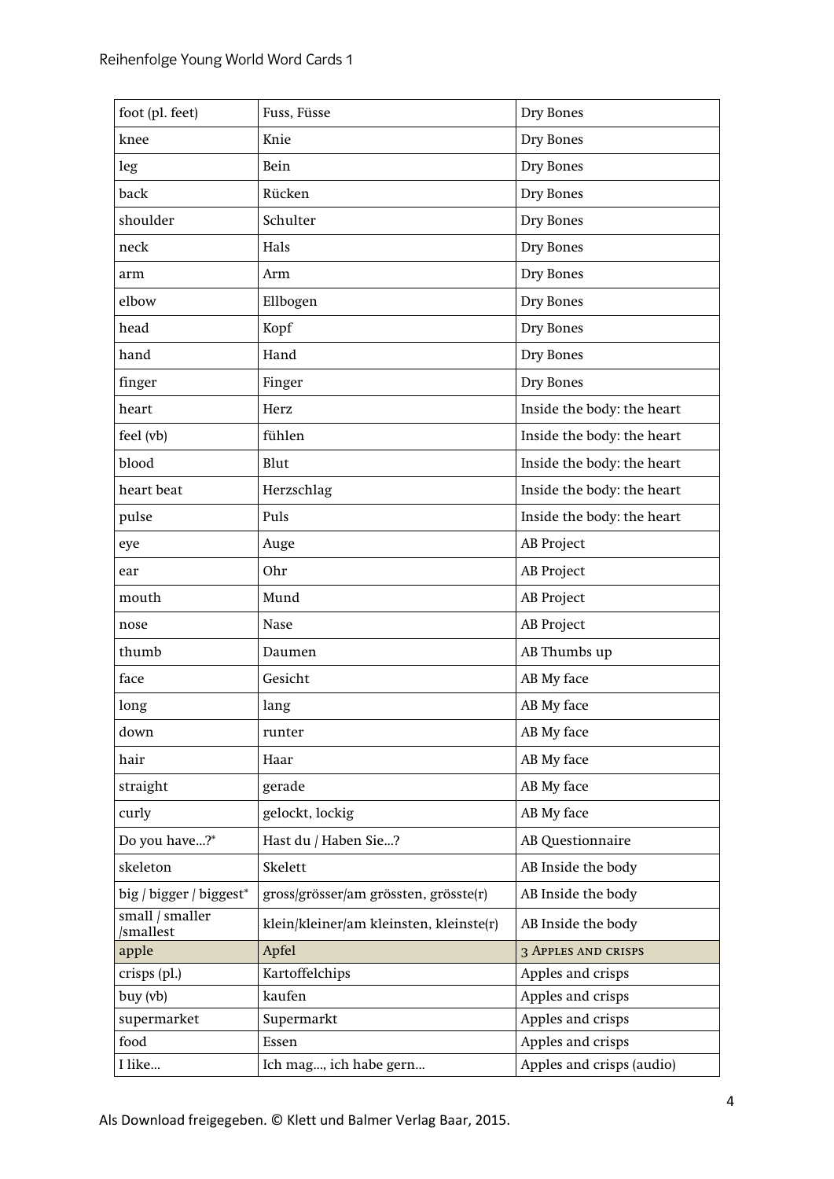| | | |
|---|---|---|
| foot (pl. feet) | Fuss, Füsse | Dry Bones |
| knee | Knie | Dry Bones |
| leg | Bein | Dry Bones |
| back | Rücken | Dry Bones |
| shoulder | Schulter | Dry Bones |
| neck | Hals | Dry Bones |
| arm | Arm | Dry Bones |
| elbow | Ellbogen | Dry Bones |
| head | Kopf | Dry Bones |
| hand | Hand | Dry Bones |
| finger | Finger | Dry Bones |
| heart | Herz | Inside the body: the heart |
| feel (vb) | fühlen | Inside the body: the heart |
| blood | Blut | Inside the body: the heart |
| heart beat | Herzschlag | Inside the body: the heart |
| pulse | Puls | Inside the body: the heart |
| eye | Auge | AB Project |
| ear | Ohr | AB Project |
| mouth | Mund | AB Project |
| nose | Nase | AB Project |
| thumb | Daumen | AB Thumbs up |
| face | Gesicht | AB My face |
| long | lang | AB My face |
| down | runter | AB My face |
| hair | Haar | AB My face |
| straight | gerade | AB My face |
| curly | gelockt, lockig | AB My face |
| Do you have…?* | Hast du / Haben Sie…? | AB Questionnaire |
| skeleton | Skelett | AB Inside the body |
| big / bigger / biggest* | gross/grösser/am grössten, grösste(r) | AB Inside the body |
| small / smaller /smallest | klein/kleiner/am kleinsten, kleinste(r) | AB Inside the body |
| apple | Apfel | 3 APPLES AND CRISPS |
| crisps (pl.) | Kartoffelchips | Apples and crisps |
| buy (vb) | kaufen | Apples and crisps |
| supermarket | Supermarkt | Apples and crisps |
| food | Essen | Apples and crisps |
| I like… | Ich mag…, ich habe gern… | Apples and crisps (audio) |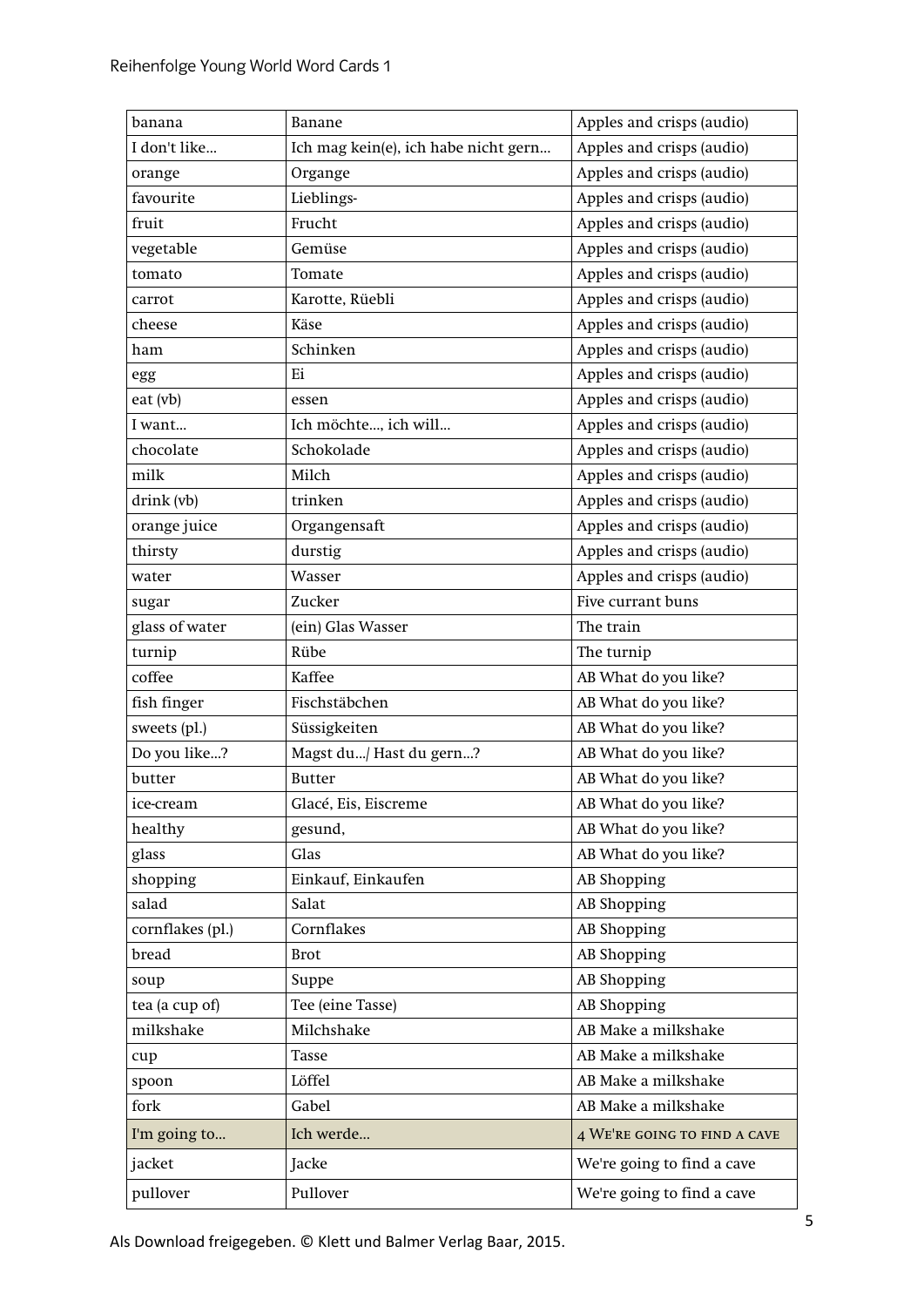| | | |
|---|---|---|
| banana | Banane | Apples and crisps (audio) |
| I don't like... | Ich mag kein(e), ich habe nicht gern... | Apples and crisps (audio) |
| orange | Organge | Apples and crisps (audio) |
| favourite | Lieblings- | Apples and crisps (audio) |
| fruit | Frucht | Apples and crisps (audio) |
| vegetable | Gemüse | Apples and crisps (audio) |
| tomato | Tomate | Apples and crisps (audio) |
| carrot | Karotte, Rüebli | Apples and crisps (audio) |
| cheese | Käse | Apples and crisps (audio) |
| ham | Schinken | Apples and crisps (audio) |
| egg | Ei | Apples and crisps (audio) |
| eat (vb) | essen | Apples and crisps (audio) |
| I want... | Ich möchte..., ich will... | Apples and crisps (audio) |
| chocolate | Schokolade | Apples and crisps (audio) |
| milk | Milch | Apples and crisps (audio) |
| drink (vb) | trinken | Apples and crisps (audio) |
| orange juice | Organgensaft | Apples and crisps (audio) |
| thirsty | durstig | Apples and crisps (audio) |
| water | Wasser | Apples and crisps (audio) |
| sugar | Zucker | Five currant buns |
| glass of water | (ein) Glas Wasser | The train |
| turnip | Rübe | The turnip |
| coffee | Kaffee | AB What do you like? |
| fish finger | Fischstäbchen | AB What do you like? |
| sweets (pl.) | Süssigkeiten | AB What do you like? |
| Do you like...? | Magst du.../ Hast du gern...? | AB What do you like? |
| butter | Butter | AB What do you like? |
| ice-cream | Glacé, Eis, Eiscreme | AB What do you like? |
| healthy | gesund, | AB What do you like? |
| glass | Glas | AB What do you like? |
| shopping | Einkauf, Einkaufen | AB Shopping |
| salad | Salat | AB Shopping |
| cornflakes (pl.) | Cornflakes | AB Shopping |
| bread | Brot | AB Shopping |
| soup | Suppe | AB Shopping |
| tea (a cup of) | Tee (eine Tasse) | AB Shopping |
| milkshake | Milchshake | AB Make a milkshake |
| cup | Tasse | AB Make a milkshake |
| spoon | Löffel | AB Make a milkshake |
| fork | Gabel | AB Make a milkshake |
| I'm going to... | Ich werde... | 4 WE'RE GOING TO FIND A CAVE |
| jacket | Jacke | We're going to find a cave |
| pullover | Pullover | We're going to find a cave |

Als Download freigegeben. © Klett und Balmer Verlag Baar, 2015.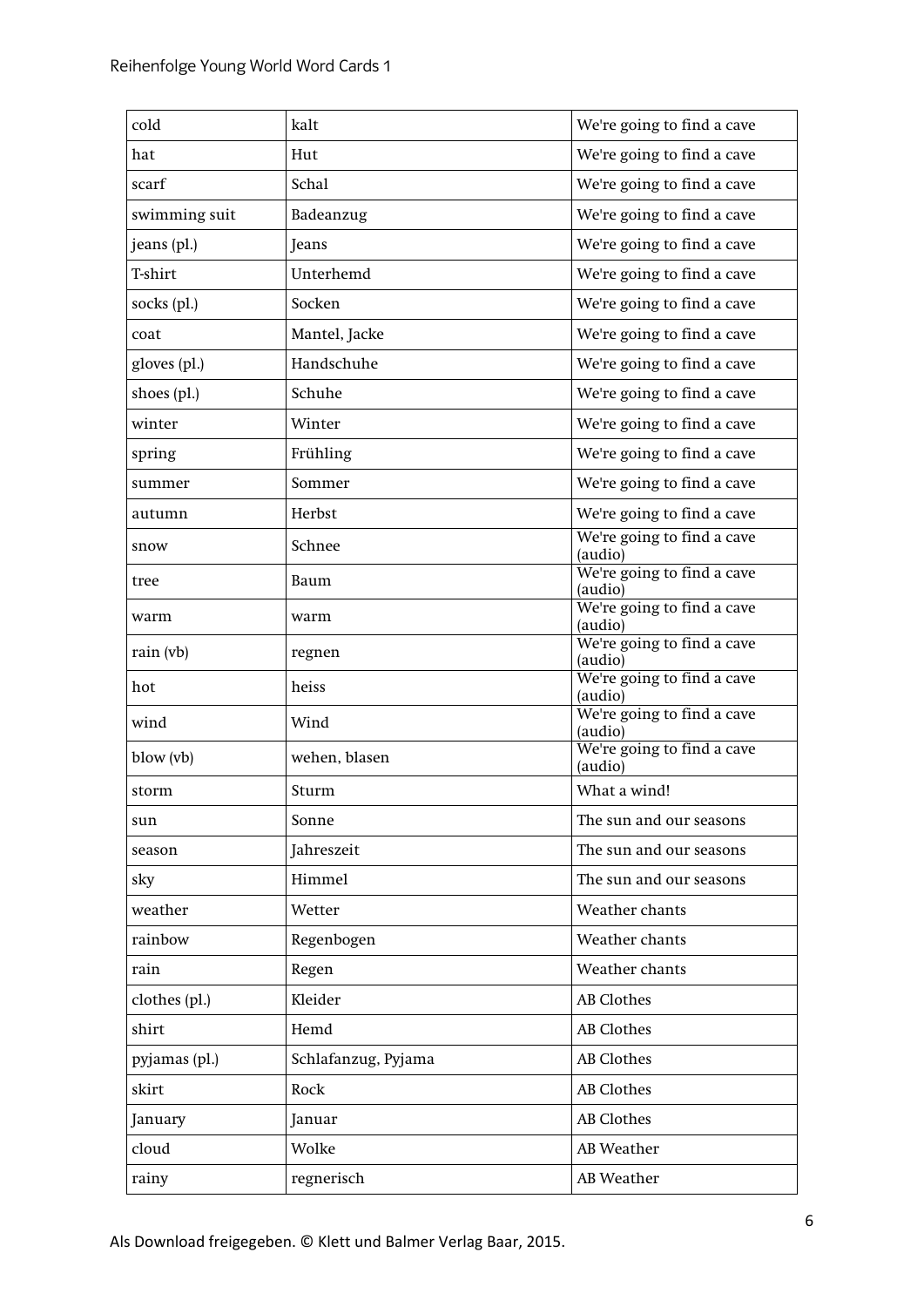| | | |
|---|---|---|
| cold | kalt | We're going to find a cave |
| hat | Hut | We're going to find a cave |
| scarf | Schal | We're going to find a cave |
| swimming suit | Badeanzug | We're going to find a cave |
| jeans (pl.) | Jeans | We're going to find a cave |
| T-shirt | Unterhemd | We're going to find a cave |
| socks (pl.) | Socken | We're going to find a cave |
| coat | Mantel, Jacke | We're going to find a cave |
| gloves (pl.) | Handschuhe | We're going to find a cave |
| shoes (pl.) | Schuhe | We're going to find a cave |
| winter | Winter | We're going to find a cave |
| spring | Frühling | We're going to find a cave |
| summer | Sommer | We're going to find a cave |
| autumn | Herbst | We're going to find a cave |
| snow | Schnee | We're going to find a cave (audio) |
| tree | Baum | We're going to find a cave (audio) |
| warm | warm | We're going to find a cave (audio) |
| rain (vb) | regnen | We're going to find a cave (audio) |
| hot | heiss | We're going to find a cave (audio) |
| wind | Wind | We're going to find a cave (audio) |
| blow (vb) | wehen, blasen | We're going to find a cave (audio) |
| storm | Sturm | What a wind! |
| sun | Sonne | The sun and our seasons |
| season | Jahreszeit | The sun and our seasons |
| sky | Himmel | The sun and our seasons |
| weather | Wetter | Weather chants |
| rainbow | Regenbogen | Weather chants |
| rain | Regen | Weather chants |
| clothes (pl.) | Kleider | AB Clothes |
| shirt | Hemd | AB Clothes |
| pyjamas (pl.) | Schlafanzug, Pyjama | AB Clothes |
| skirt | Rock | AB Clothes |
| January | Januar | AB Clothes |
| cloud | Wolke | AB Weather |
| rainy | regnerisch | AB Weather |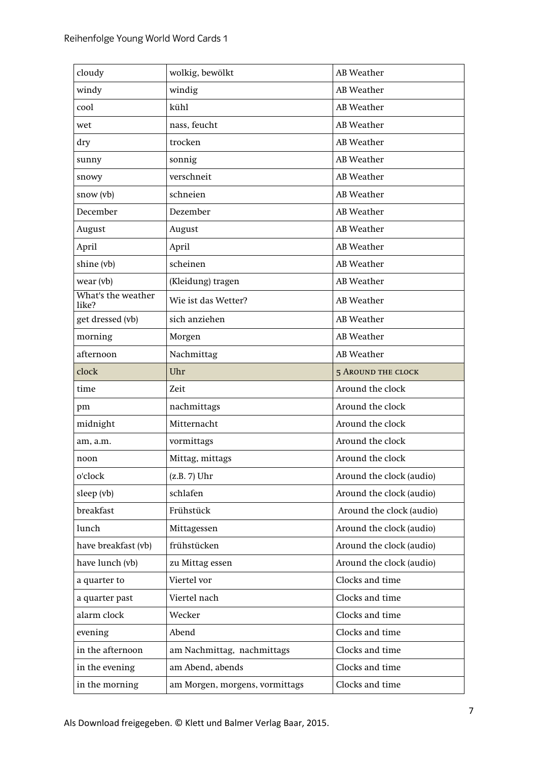| cloudy | wolkig, bewölkt | AB Weather |
|---|---|---|
| windy | windig | AB Weather |
| cool | kühl | AB Weather |
| wet | nass, feucht | AB Weather |
| dry | trocken | AB Weather |
| sunny | sonnig | AB Weather |
| snowy | verschneit | AB Weather |
| snow (vb) | schneien | AB Weather |
| December | Dezember | AB Weather |
| August | August | AB Weather |
| April | April | AB Weather |
| shine (vb) | scheinen | AB Weather |
| wear (vb) | (Kleidung) tragen | AB Weather |
| What's the weather like? | Wie ist das Wetter? | AB Weather |
| get dressed (vb) | sich anziehen | AB Weather |
| morning | Morgen | AB Weather |
| afternoon | Nachmittag | AB Weather |
| clock | Uhr | 5 AROUND THE CLOCK |
| time | Zeit | Around the clock |
| pm | nachmittags | Around the clock |
| midnight | Mitternacht | Around the clock |
| am, a.m. | vormittags | Around the clock |
| noon | Mittag, mittags | Around the clock |
| o'clock | (z.B. 7) Uhr | Around the clock (audio) |
| sleep (vb) | schlafen | Around the clock (audio) |
| breakfast | Frühstück | Around the clock (audio) |
| lunch | Mittagessen | Around the clock (audio) |
| have breakfast (vb) | frühstücken | Around the clock (audio) |
| have lunch (vb) | zu Mittag essen | Around the clock (audio) |
| a quarter to | Viertel vor | Clocks and time |
| a quarter past | Viertel nach | Clocks and time |
| alarm clock | Wecker | Clocks and time |
| evening | Abend | Clocks and time |
| in the afternoon | am Nachmittag, nachmittags | Clocks and time |
| in the evening | am Abend, abends | Clocks and time |
| in the morning | am Morgen, morgens, vormittags | Clocks and time |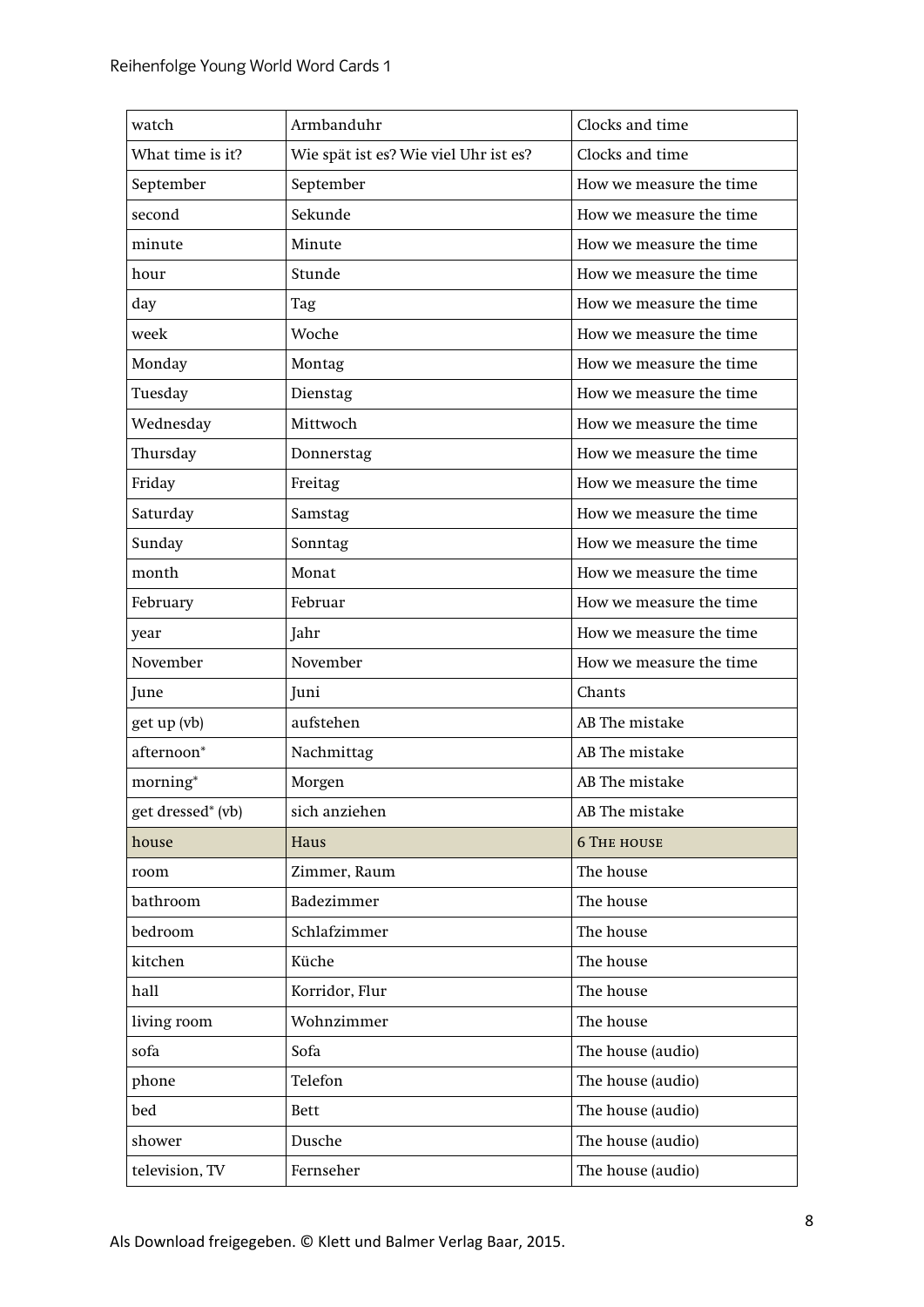| watch | Armbanduhr | Clocks and time |
|---|---|---|
| What time is it? | Wie spät ist es? Wie viel Uhr ist es? | Clocks and time |
| September | September | How we measure the time |
| second | Sekunde | How we measure the time |
| minute | Minute | How we measure the time |
| hour | Stunde | How we measure the time |
| day | Tag | How we measure the time |
| week | Woche | How we measure the time |
| Monday | Montag | How we measure the time |
| Tuesday | Dienstag | How we measure the time |
| Wednesday | Mittwoch | How we measure the time |
| Thursday | Donnerstag | How we measure the time |
| Friday | Freitag | How we measure the time |
| Saturday | Samstag | How we measure the time |
| Sunday | Sonntag | How we measure the time |
| month | Monat | How we measure the time |
| February | Februar | How we measure the time |
| year | Jahr | How we measure the time |
| November | November | How we measure the time |
| June | Juni | Chants |
| get up (vb) | aufstehen | AB The mistake |
| afternoon* | Nachmittag | AB The mistake |
| morning* | Morgen | AB The mistake |
| get dressed* (vb) | sich anziehen | AB The mistake |
| house | Haus | **6 The house** |
| room | Zimmer, Raum | The house |
| bathroom | Badezimmer | The house |
| bedroom | Schlafzimmer | The house |
| kitchen | Küche | The house |
| hall | Korridor, Flur | The house |
| living room | Wohnzimmer | The house |
| sofa | Sofa | The house (audio) |
| phone | Telefon | The house (audio) |
| bed | Bett | The house (audio) |
| shower | Dusche | The house (audio) |
| television, TV | Fernseher | The house (audio) |

Als Download freigegeben. © Klett und Balmer Verlag Baar, 2015.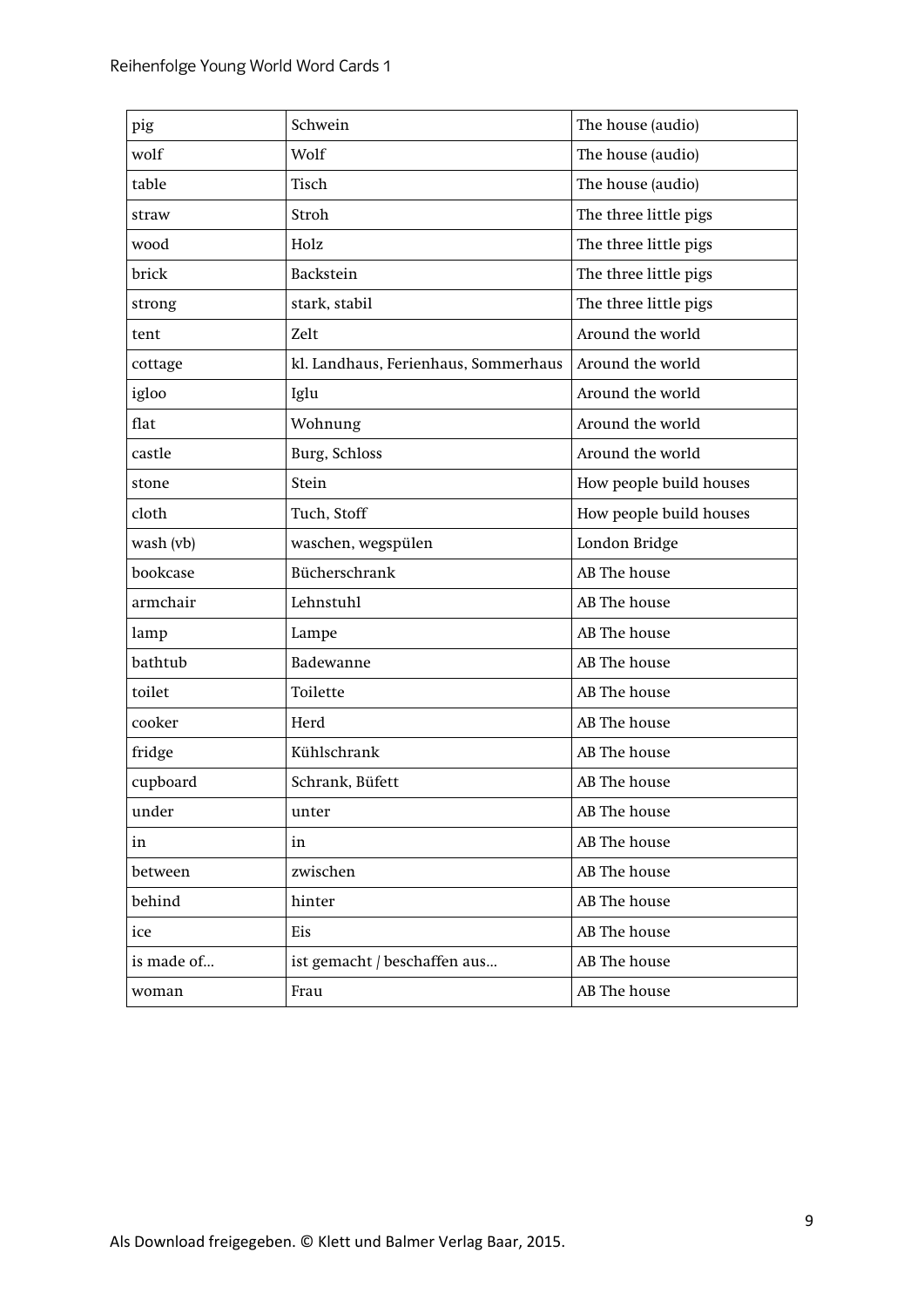| | | |
|---|---|---|
| pig | Schwein | The house (audio) |
| wolf | Wolf | The house (audio) |
| table | Tisch | The house (audio) |
| straw | Stroh | The three little pigs |
| wood | Holz | The three little pigs |
| brick | Backstein | The three little pigs |
| strong | stark, stabil | The three little pigs |
| tent | Zelt | Around the world |
| cottage | kl. Landhaus, Ferienhaus, Sommerhaus | Around the world |
| igloo | Iglu | Around the world |
| flat | Wohnung | Around the world |
| castle | Burg, Schloss | Around the world |
| stone | Stein | How people build houses |
| cloth | Tuch, Stoff | How people build houses |
| wash (vb) | waschen, wegspülen | London Bridge |
| bookcase | Bücherschrank | AB The house |
| armchair | Lehnstuhl | AB The house |
| lamp | Lampe | AB The house |
| bathtub | Badewanne | AB The house |
| toilet | Toilette | AB The house |
| cooker | Herd | AB The house |
| fridge | Kühlschrank | AB The house |
| cupboard | Schrank, Büfett | AB The house |
| under | unter | AB The house |
| in | in | AB The house |
| between | zwischen | AB The house |
| behind | hinter | AB The house |
| ice | Eis | AB The house |
| is made of… | ist gemacht / beschaffen aus… | AB The house |
| woman | Frau | AB The house |